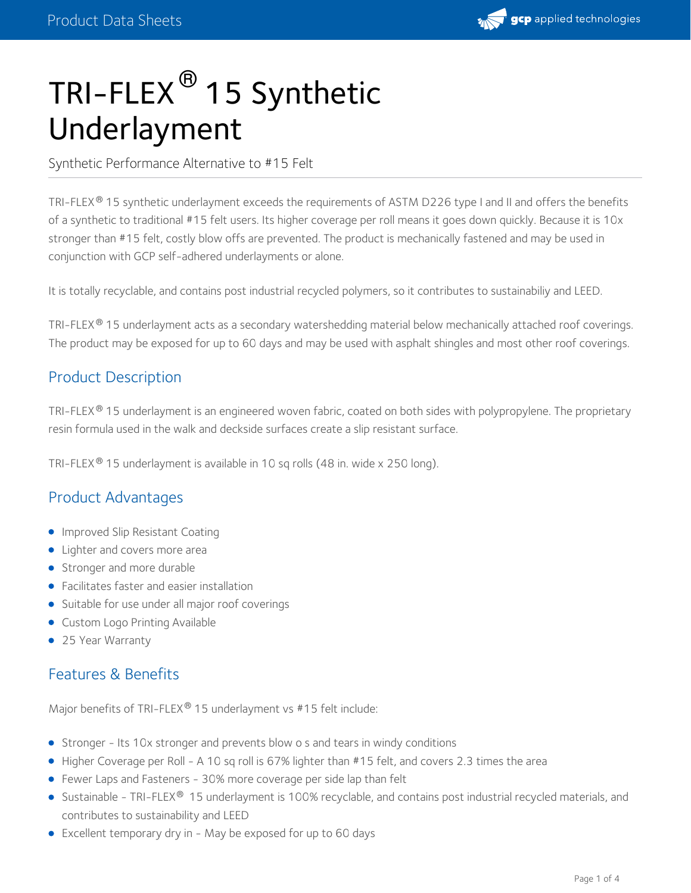# TRI-FLEX® 15 Synthetic Underlayment

Synthetic Performance Alternative to #15 Felt

TRI-FLEX® 15 synthetic underlayment exceeds the requirements of ASTM D226 type I and II and offers the benefits of a synthetic to traditional #15 felt users. Its higher coverage per roll means it goes down quickly. Because it is 10x stronger than #15 felt, costly blow offs are prevented. The product is mechanically fastened and may be used in conjunction with GCP self-adhered underlayments or alone.

It is totally recyclable, and contains post industrial recycled polymers, so it contributes to sustainabiliy and LEED.

TRI-FLEX® 15 underlayment acts as a secondary watershedding material below mechanically attached roof coverings. The product may be exposed for up to 60 days and may be used with asphalt shingles and most other roof coverings.

## Product Description

TRI-FLEX® 15 underlayment is an engineered woven fabric, coated on both sides with polypropylene. The proprietary resin formula used in the walk and deckside surfaces create a slip resistant surface.

TRI-FLEX® 15 underlayment is available in 10 sq rolls (48 in. wide x 250 long).

## Product Advantages

- Improved Slip Resistant Coating
- Lighter and covers more area
- Stronger and more durable
- Facilitates faster and easier installation
- Suitable for use under all major roof coverings
- Custom Logo Printing Available
- 25 Year Warranty

## Features & Benefits

Major benefits of TRI-FLEX® 15 underlayment vs #15 felt include:

- Stronger - Its 10x stronger and prevents blow o s and tears in windy conditions
- Higher Coverage per Roll - A 10 sq roll is 67% lighter than #15 felt, and covers 2.3 times the area
- Fewer Laps and Fasteners - 30% more coverage per side lap than felt
- Sustainable - TRI-FLEX® 15 underlayment is 100% recyclable, and contains post industrial recycled materials, and contributes to sustainability and LEED
- Excellent temporary dry in - May be exposed for up to 60 days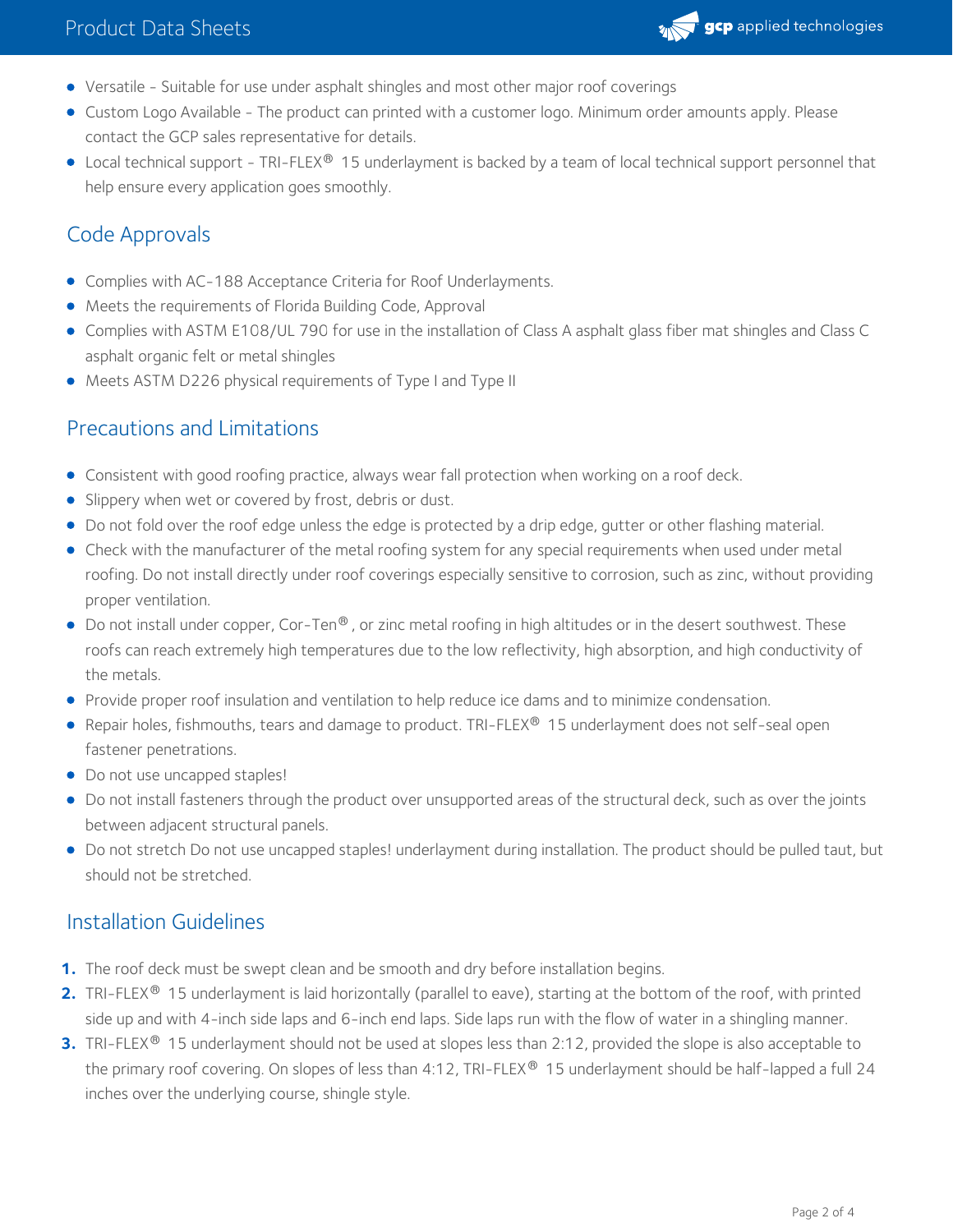- Versatile - Suitable for use under asphalt shingles and most other major roof coverings
- Custom Logo Available - The product can printed with a customer logo. Minimum order amounts apply. Please contact the GCP sales representative for details.
- Local technical support - TRI-FLEX® 15 underlayment is backed by a team of local technical support personnel that help ensure every application goes smoothly.

## Code Approvals

- Complies with AC-188 Acceptance Criteria for Roof Underlayments.
- Meets the requirements of Florida Building Code, Approval
- Complies with ASTM E108/UL 790 for use in the installation of Class A asphalt glass fiber mat shingles and Class C asphalt organic felt or metal shingles
- Meets ASTM D226 physical requirements of Type I and Type II

## Precautions and Limitations

- Consistent with good roofing practice, always wear fall protection when working on a roof deck.
- Slippery when wet or covered by frost, debris or dust.
- Do not fold over the roof edge unless the edge is protected by a drip edge, gutter or other flashing material.
- Check with the manufacturer of the metal roofing system for any special requirements when used under metal roofing. Do not install directly under roof coverings especially sensitive to corrosion, such as zinc, without providing proper ventilation.
- Do not install under copper, Cor-Ten®, or zinc metal roofing in high altitudes or in the desert southwest. These roofs can reach extremely high temperatures due to the low reflectivity, high absorption, and high conductivity of the metals.
- Provide proper roof insulation and ventilation to help reduce ice dams and to minimize condensation.
- Repair holes, fishmouths, tears and damage to product. TRI-FLEX® 15 underlayment does not self-seal open fastener penetrations.
- Do not use uncapped staples!
- Do not install fasteners through the product over unsupported areas of the structural deck, such as over the joints between adjacent structural panels.
- Do not stretch Do not use uncapped staples! underlayment during installation. The product should be pulled taut, but should not be stretched.

## Installation Guidelines

1. The roof deck must be swept clean and be smooth and dry before installation begins.
2. TRI-FLEX® 15 underlayment is laid horizontally (parallel to eave), starting at the bottom of the roof, with printed side up and with 4-inch side laps and 6-inch end laps. Side laps run with the flow of water in a shingling manner.
3. TRI-FLEX® 15 underlayment should not be used at slopes less than 2:12, provided the slope is also acceptable to the primary roof covering. On slopes of less than 4:12, TRI-FLEX® 15 underlayment should be half-lapped a full 24 inches over the underlying course, shingle style.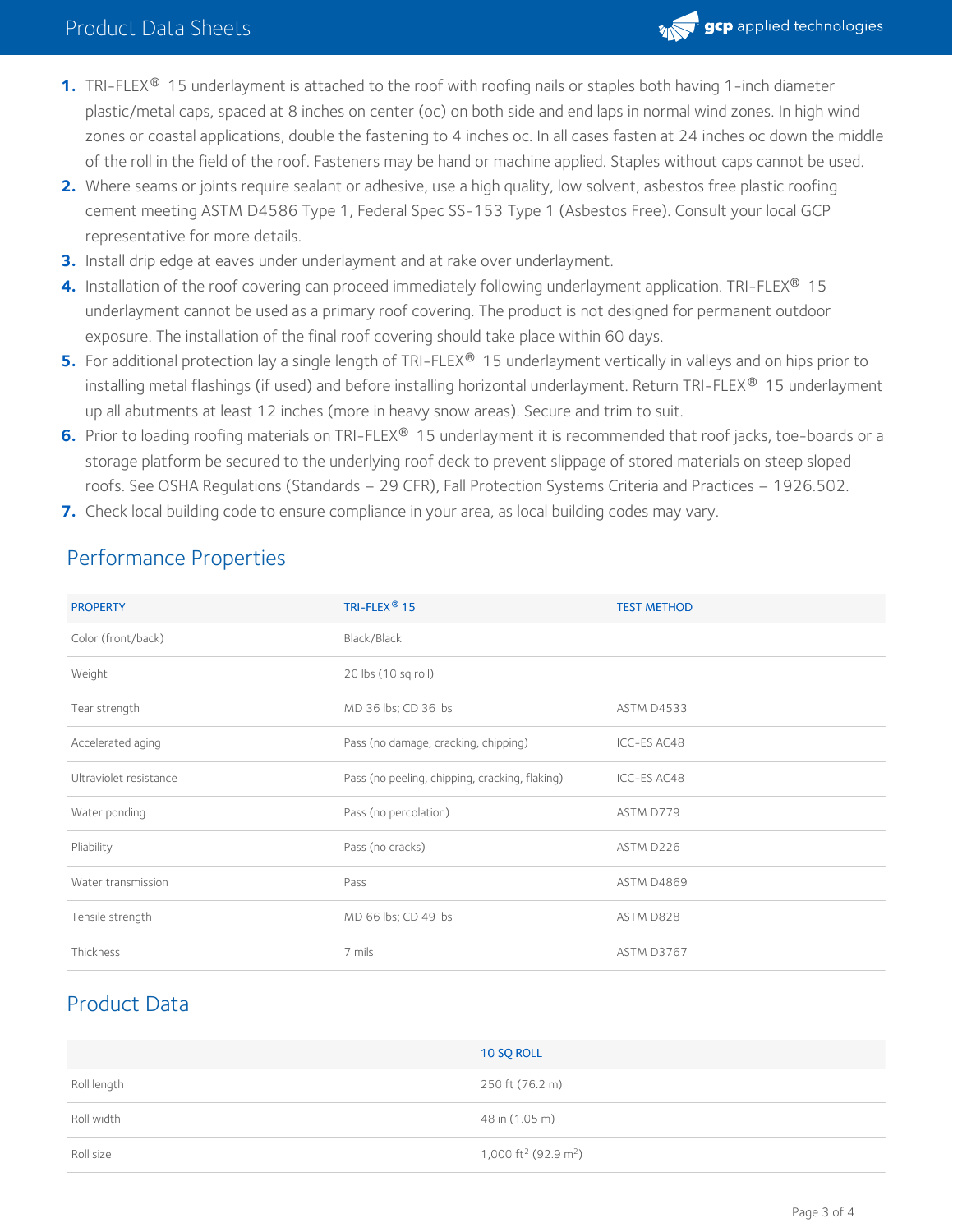1. TRI-FLEX® 15 underlayment is attached to the roof with roofing nails or staples both having 1-inch diameter plastic/metal caps, spaced at 8 inches on center (oc) on both side and end laps in normal wind zones. In high wind zones or coastal applications, double the fastening to 4 inches oc. In all cases fasten at 24 inches oc down the middle of the roll in the field of the roof. Fasteners may be hand or machine applied. Staples without caps cannot be used.
2. Where seams or joints require sealant or adhesive, use a high quality, low solvent, asbestos free plastic roofing cement meeting ASTM D4586 Type 1, Federal Spec SS-153 Type 1 (Asbestos Free). Consult your local GCP representative for more details.
3. Install drip edge at eaves under underlayment and at rake over underlayment.
4. Installation of the roof covering can proceed immediately following underlayment application. TRI-FLEX® 15 underlayment cannot be used as a primary roof covering. The product is not designed for permanent outdoor exposure. The installation of the final roof covering should take place within 60 days.
5. For additional protection lay a single length of TRI-FLEX® 15 underlayment vertically in valleys and on hips prior to installing metal flashings (if used) and before installing horizontal underlayment. Return TRI-FLEX® 15 underlayment up all abutments at least 12 inches (more in heavy snow areas). Secure and trim to suit.
6. Prior to loading roofing materials on TRI-FLEX® 15 underlayment it is recommended that roof jacks, toe-boards or a storage platform be secured to the underlying roof deck to prevent slippage of stored materials on steep sloped roofs. See OSHA Regulations (Standards – 29 CFR), Fall Protection Systems Criteria and Practices – 1926.502.
7. Check local building code to ensure compliance in your area, as local building codes may vary.

## Performance Properties

| PROPERTY | TRI-FLEX® 15 | TEST METHOD |
|---|---|---|
| Color (front/back) | Black/Black | |
| Weight | 20 lbs (10 sq roll) | |
| Tear strength | MD 36 lbs; CD 36 lbs | ASTM D4533 |
| Accelerated aging | Pass (no damage, cracking, chipping) | ICC-ES AC48 |
| Ultraviolet resistance | Pass (no peeling, chipping, cracking, flaking) | ICC-ES AC48 |
| Water ponding | Pass (no percolation) | ASTM D779 |
| Pliability | Pass (no cracks) | ASTM D226 |
| Water transmission | Pass | ASTM D4869 |
| Tensile strength | MD 66 lbs; CD 49 lbs | ASTM D828 |
| Thickness | 7 mils | ASTM D3767 |

## Product Data

| | 10 SQ ROLL |
|---|---|
| Roll length | 250 ft (76.2 m) |
| Roll width | 48 in (1.05 m) |
| Roll size | 1,000 $ft^2$ (92.9 $m^2$) |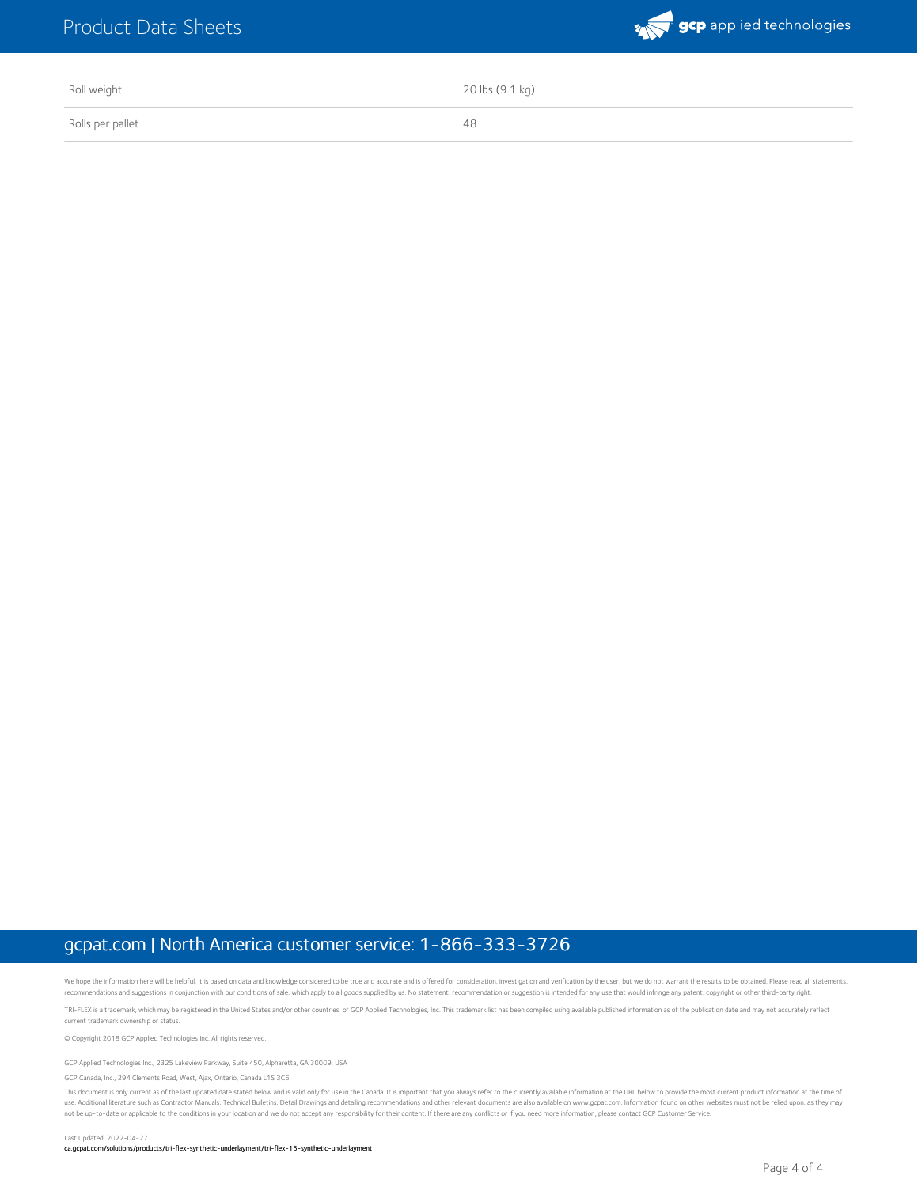| | |
|---|---|
| Roll weight | 20 lbs (9.1 kg) |
| Rolls per pallet | 48 |

gcpat.com | North America customer service: 1-866-333-3726

We hope the information here will be helpful. It is based on data and knowledge considered to be true and accurate and is offered for consideration, investigation and verification by the user, but we do not warrant the results to be obtained. Please read all statements, recommendations and suggestions in conjunction with our conditions of sale, which apply to all goods supplied by us. No statement, recommendation or suggestion is intended for any use that would infringe any patent, copyright or other third-party right.

TRI-FLEX is a trademark, which may be registered in the United States and/or other countries, of GCP Applied Technologies, Inc. This trademark list has been compiled using available published information as of the publication date and may not accurately reflect current trademark ownership or status.

© Copyright 2018 GCP Applied Technologies Inc. All rights reserved.

GCP Applied Technologies Inc., 2325 Lakeview Parkway, Suite 450, Alpharetta, GA 30009, USA

GCP Canada, Inc., 294 Clements Road, West, Ajax, Ontario, Canada L1S 3C6.

This document is only current as of the last updated date stated below and is valid only for use in the Canada. It is important that you always refer to the currently available information at the URL below to provide the most current product information at the time of use. Additional literature such as Contractor Manuals, Technical Bulletins, Detail Drawings and detailing recommendations and other relevant documents are also available on www.gcpat.com. Information found on other websites must not be relied upon, as they may not be up-to-date or applicable to the conditions in your location and we do not accept any responsibility for their content. If there are any conflicts or if you need more information, please contact GCP Customer Service.

Last Updated: 2022-04-27
ca.gcpat.com/solutions/products/tri-flex-synthetic-underlayment/tri-flex-15-synthetic-underlayment